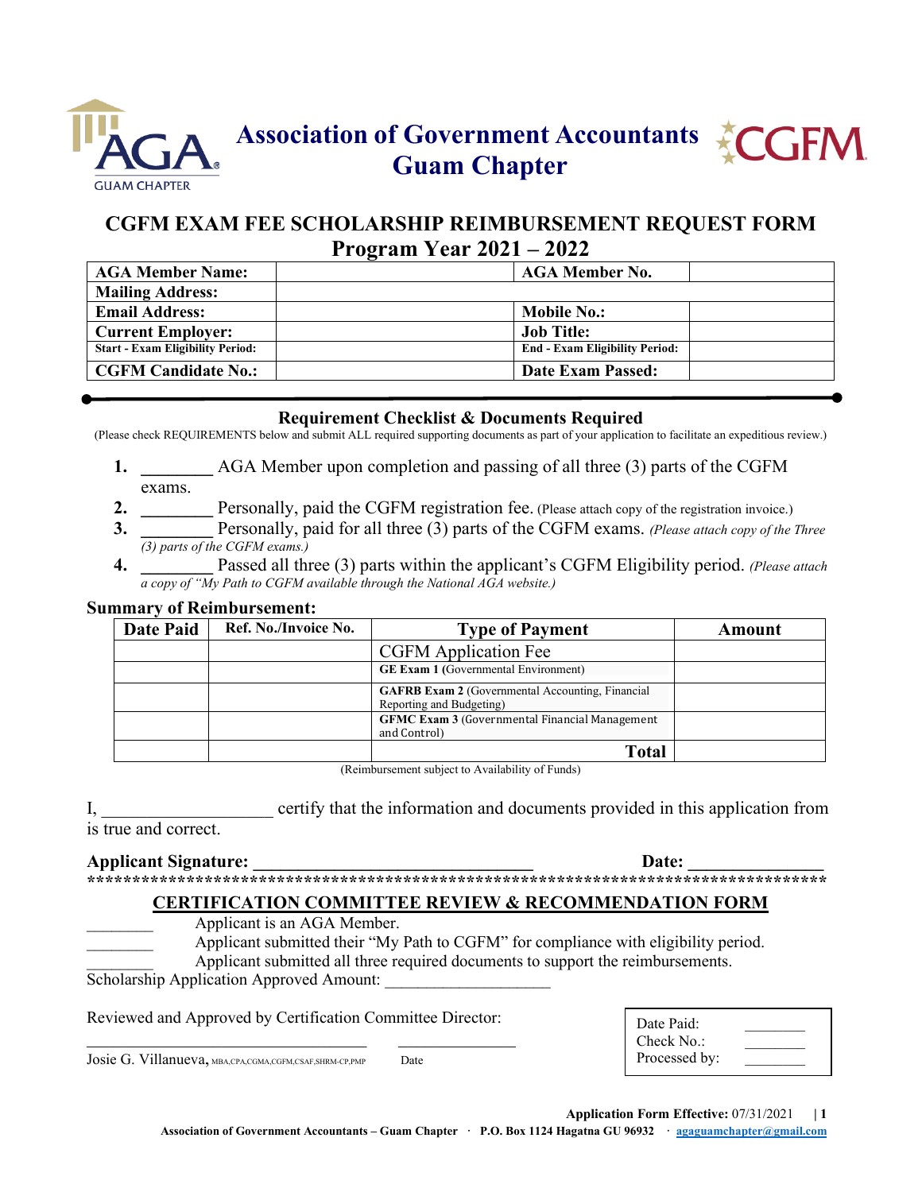# Association of Government Accountants Guam Chapter

## CGFM EXAM FEE SCHOLARSHIP REIMBURSEMENT REQUEST FORM
## Program Year 2021 – 2022

| **AGA Member Name:** | | **AGA Member No.** | |
|---|---|---|---|
| **Mailing Address:** | | | |
| **Email Address:** | | **Mobile No.:** | |
| **Current Employer:** | | **Job Title:** | |
| **Start - Exam Eligibility Period:** | | **End - Exam Eligibility Period:** | |
| **CGFM Candidate No.:** | | **Date Exam Passed:** | |

### Requirement Checklist & Documents Required

(Please check REQUIREMENTS below and submit ALL required supporting documents as part of your application to facilitate an expeditious review.)

1. ________ AGA Member upon completion and passing of all three (3) parts of the CGFM exams.
2. ________ Personally, paid the CGFM registration fee. (Please attach copy of the registration invoice.)
3. ________ Personally, paid for all three (3) parts of the CGFM exams. *(Please attach copy of the Three (3) parts of the CGFM exams.)*
4. ________ Passed all three (3) parts within the applicant's CGFM Eligibility period. *(Please attach a copy of "My Path to CGFM available through the National AGA website.)*

**Summary of Reimbursement:**

| Date Paid | Ref. No./Invoice No. | Type of Payment | Amount |
|---|---|---|---|
| | | CGFM Application Fee | |
| | | **GE Exam 1** (Governmental Environment) | |
| | | **GAFRB Exam 2** (Governmental Accounting, Financial Reporting and Budgeting) | |
| | | **GFMC Exam 3** (Governmental Financial Management and Control) | |
| | | **Total** | |

(Reimbursement subject to Availability of Funds)

I, ___________________ certify that the information and documents provided in this application from is true and correct.

**Applicant Signature: _______________________________ Date: ______________**

*************************************************************************************

### CERTIFICATION COMMITTEE REVIEW & RECOMMENDATION FORM

________ Applicant is an AGA Member.

________ Applicant submitted their "My Path to CGFM" for compliance with eligibility period.

________ Applicant submitted all three required documents to support the reimbursements.

Scholarship Application Approved Amount: ___________________

Reviewed and Approved by Certification Committee Director:

_________________________________ ______________

Josie G. Villanueva, MBA,CPA,CGMA,CGFM,CSAF,SHRM-CP,PMP Date

| Date Paid: | ________ |
|---|---|
| Check No.: | ________ |
| Processed by: | ________ |

**Application Form Effective:** 07/31/2021

**Association of Government Accountants – Guam Chapter · P.O. Box 1124 Hagatna GU 96932 · agaguamchapter@gmail.com**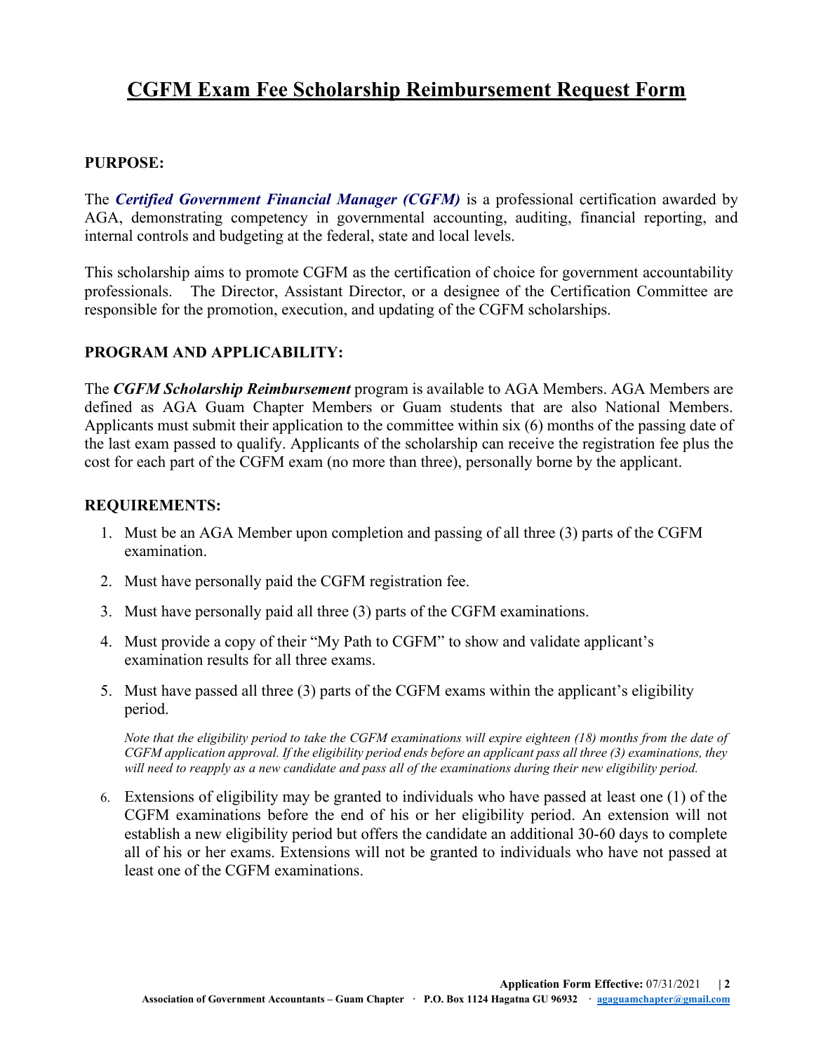# CGFM Exam Fee Scholarship Reimbursement Request Form

**PURPOSE:**

The ***Certified Government Financial Manager (CGFM)*** is a professional certification awarded by AGA, demonstrating competency in governmental accounting, auditing, financial reporting, and internal controls and budgeting at the federal, state and local levels.

This scholarship aims to promote CGFM as the certification of choice for government accountability professionals. The Director, Assistant Director, or a designee of the Certification Committee are responsible for the promotion, execution, and updating of the CGFM scholarships.

**PROGRAM AND APPLICABILITY:**

The ***CGFM Scholarship Reimbursement*** program is available to AGA Members. AGA Members are defined as AGA Guam Chapter Members or Guam students that are also National Members. Applicants must submit their application to the committee within six (6) months of the passing date of the last exam passed to qualify. Applicants of the scholarship can receive the registration fee plus the cost for each part of the CGFM exam (no more than three), personally borne by the applicant.

**REQUIREMENTS:**

1. Must be an AGA Member upon completion and passing of all three (3) parts of the CGFM examination.
2. Must have personally paid the CGFM registration fee.
3. Must have personally paid all three (3) parts of the CGFM examinations.
4. Must provide a copy of their "My Path to CGFM" to show and validate applicant's examination results for all three exams.
5. Must have passed all three (3) parts of the CGFM exams within the applicant's eligibility period.

   *Note that the eligibility period to take the CGFM examinations will expire eighteen (18) months from the date of CGFM application approval. If the eligibility period ends before an applicant pass all three (3) examinations, they will need to reapply as a new candidate and pass all of the examinations during their new eligibility period.*

6. Extensions of eligibility may be granted to individuals who have passed at least one (1) of the CGFM examinations before the end of his or her eligibility period. An extension will not establish a new eligibility period but offers the candidate an additional 30-60 days to complete all of his or her exams. Extensions will not be granted to individuals who have not passed at least one of the CGFM examinations.